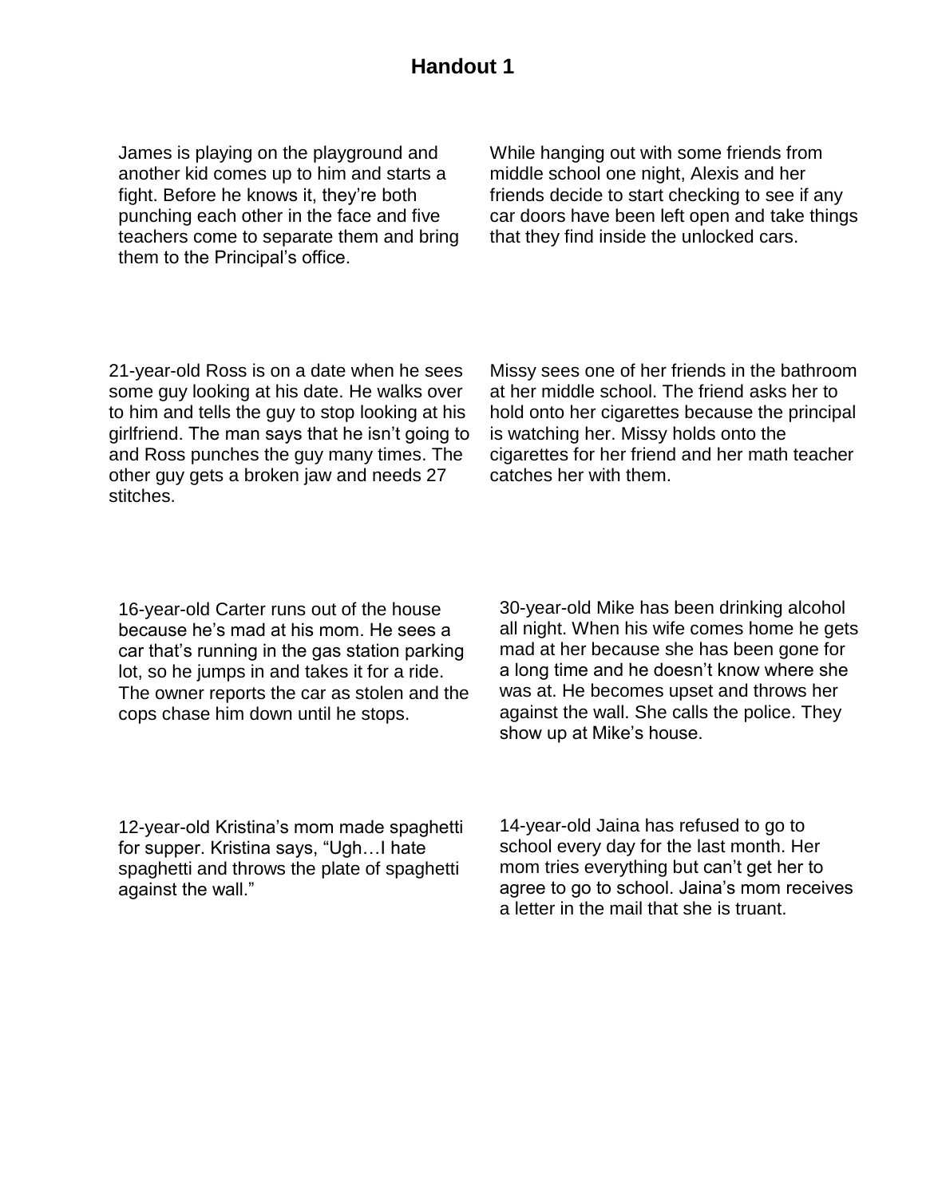# Handout 1

James is playing on the playground and another kid comes up to him and starts a fight. Before he knows it, they're both punching each other in the face and five teachers come to separate them and bring them to the Principal's office.

While hanging out with some friends from middle school one night, Alexis and her friends decide to start checking to see if any car doors have been left open and take things that they find inside the unlocked cars.

21-year-old Ross is on a date when he sees some guy looking at his date. He walks over to him and tells the guy to stop looking at his girlfriend. The man says that he isn't going to and Ross punches the guy many times. The other guy gets a broken jaw and needs 27 stitches.

Missy sees one of her friends in the bathroom at her middle school. The friend asks her to hold onto her cigarettes because the principal is watching her. Missy holds onto the cigarettes for her friend and her math teacher catches her with them.

16-year-old Carter runs out of the house because he's mad at his mom. He sees a car that's running in the gas station parking lot, so he jumps in and takes it for a ride. The owner reports the car as stolen and the cops chase him down until he stops.

30-year-old Mike has been drinking alcohol all night. When his wife comes home he gets mad at her because she has been gone for a long time and he doesn't know where she was at. He becomes upset and throws her against the wall. She calls the police. They show up at Mike's house.

12-year-old Kristina's mom made spaghetti for supper. Kristina says, "Ugh…I hate spaghetti and throws the plate of spaghetti against the wall."

14-year-old Jaina has refused to go to school every day for the last month. Her mom tries everything but can't get her to agree to go to school. Jaina's mom receives a letter in the mail that she is truant.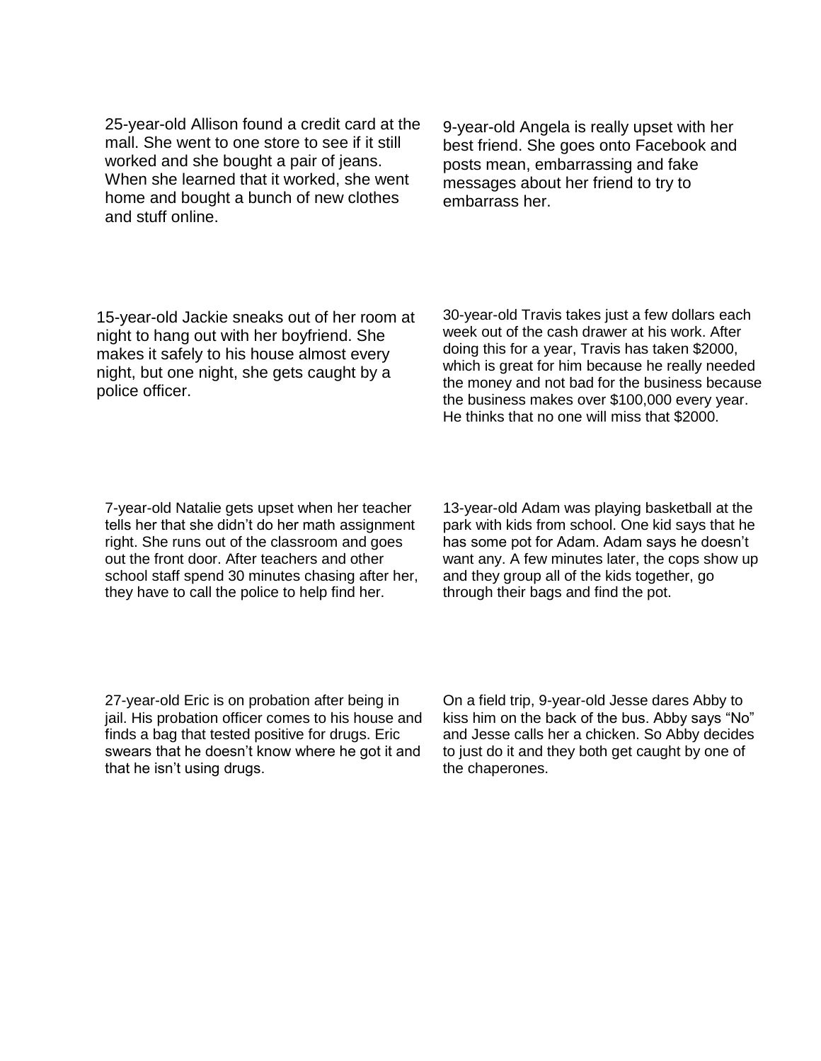25-year-old Allison found a credit card at the mall. She went to one store to see if it still worked and she bought a pair of jeans. When she learned that it worked, she went home and bought a bunch of new clothes and stuff online.

9-year-old Angela is really upset with her best friend. She goes onto Facebook and posts mean, embarrassing and fake messages about her friend to try to embarrass her.

15-year-old Jackie sneaks out of her room at night to hang out with her boyfriend. She makes it safely to his house almost every night, but one night, she gets caught by a police officer.

30-year-old Travis takes just a few dollars each week out of the cash drawer at his work. After doing this for a year, Travis has taken $2000, which is great for him because he really needed the money and not bad for the business because the business makes over $100,000 every year. He thinks that no one will miss that $2000.

7-year-old Natalie gets upset when her teacher tells her that she didn't do her math assignment right. She runs out of the classroom and goes out the front door. After teachers and other school staff spend 30 minutes chasing after her, they have to call the police to help find her.

13-year-old Adam was playing basketball at the park with kids from school. One kid says that he has some pot for Adam. Adam says he doesn't want any. A few minutes later, the cops show up and they group all of the kids together, go through their bags and find the pot.

27-year-old Eric is on probation after being in jail. His probation officer comes to his house and finds a bag that tested positive for drugs. Eric swears that he doesn't know where he got it and that he isn't using drugs.

On a field trip, 9-year-old Jesse dares Abby to kiss him on the back of the bus. Abby says "No" and Jesse calls her a chicken. So Abby decides to just do it and they both get caught by one of the chaperones.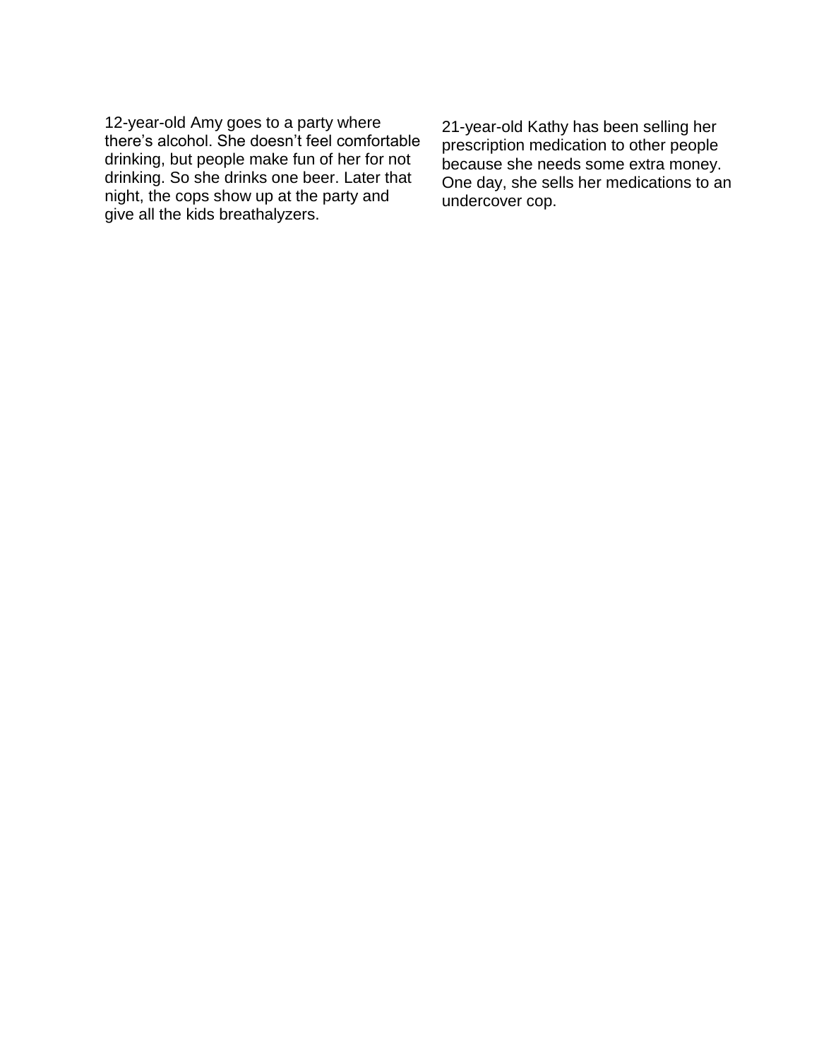12-year-old Amy goes to a party where there's alcohol. She doesn't feel comfortable drinking, but people make fun of her for not drinking. So she drinks one beer. Later that night, the cops show up at the party and give all the kids breathalyzers.

21-year-old Kathy has been selling her prescription medication to other people because she needs some extra money. One day, she sells her medications to an undercover cop.